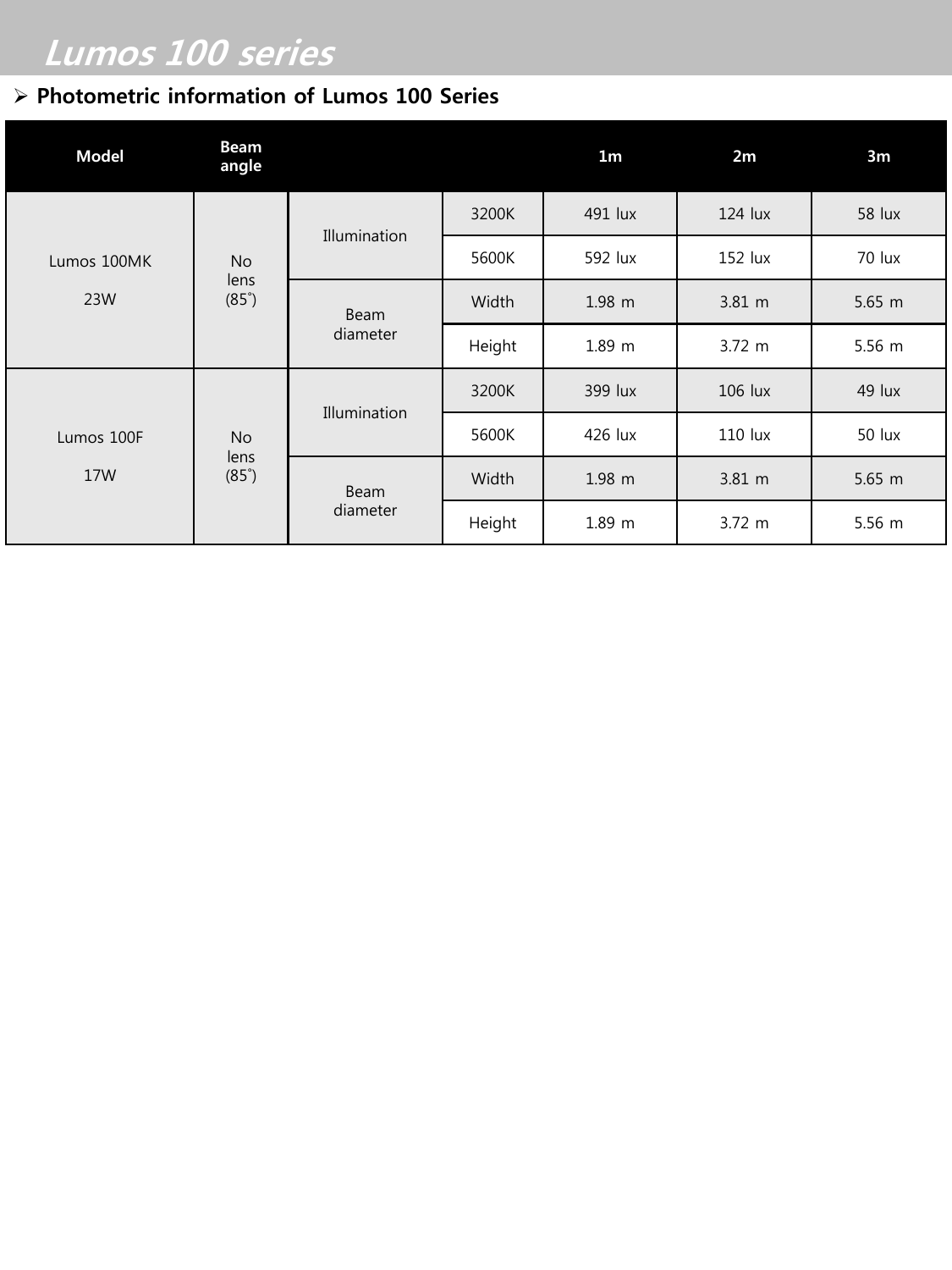# Lumos 100 series

## Photometric information of Lumos 100 Series

| Model | Beam angle | | | 1m | 2m | 3m |
|---|---|---|---|---|---|---|
| Lumos 100MK 23W | No lens (85˚) | Illumination | 3200K | 491 lux | 124 lux | 58 lux |
| | | | 5600K | 592 lux | 152 lux | 70 lux |
| | | Beam diameter | Width | 1.98 m | 3.81 m | 5.65 m |
| | | | Height | 1.89 m | 3.72 m | 5.56 m |
| Lumos 100F 17W | No lens (85˚) | Illumination | 3200K | 399 lux | 106 lux | 49 lux |
| | | | 5600K | 426 lux | 110 lux | 50 lux |
| | | Beam diameter | Width | 1.98 m | 3.81 m | 5.65 m |
| | | | Height | 1.89 m | 3.72 m | 5.56 m |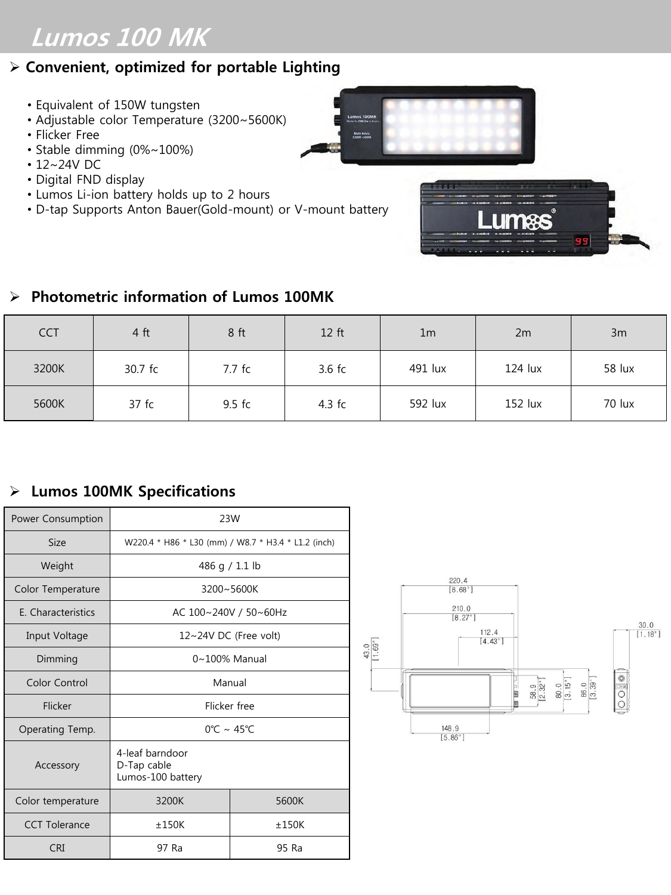# Lumos 100 MK

## ➢ Convenient, optimized for portable Lighting

- Equivalent of 150W tungsten
- Adjustable color Temperature (3200~5600K)
- Flicker Free
- Stable dimming (0%~100%)
- 12~24V DC
- Digital FND display
- Lumos Li-ion battery holds up to 2 hours
- D-tap Supports Anton Bauer(Gold-mount) or V-mount battery

## ➢ Photometric information of Lumos 100MK

| CCT | 4 ft | 8 ft | 12 ft | 1m | 2m | 3m |
|---|---|---|---|---|---|---|
| 3200K | 30.7 fc | 7.7 fc | 3.6 fc | 491 lux | 124 lux | 58 lux |
| 5600K | 37 fc | 9.5 fc | 4.3 fc | 592 lux | 152 lux | 70 lux |

## ➢ Lumos 100MK Specifications

| Power Consumption | 23W | |
|---|---|---|
| Size | W220.4 * H86 * L30 (mm) / W8.7 * H3.4 * L1.2 (inch) | |
| Weight | 486 g / 1.1 lb | |
| Color Temperature | 3200~5600K | |
| E. Characteristics | AC 100~240V / 50~60Hz | |
| Input Voltage | 12~24V DC (Free volt) | |
| Dimming | 0~100% Manual | |
| Color Control | Manual | |
| Flicker | Flicker free | |
| Operating Temp. | 0℃ ~ 45℃ | |
| Accessory | 4-leaf barndoor<br>D-Tap cable<br>Lumos-100 battery | |
| Color temperature | 3200K | 5600K |
| CCT Tolerance | ±150K | ±150K |
| CRI | 97 Ra | 95 Ra |

220.4 [8.68"]
210.0 [8.27"]
112.4 [4.43"]
43.0 [1.69"]
58.9 [2.32"]
80.0 [3.15"]
86.0 [3.39"]
148.9 [5.86"]
30.0 [1.18"]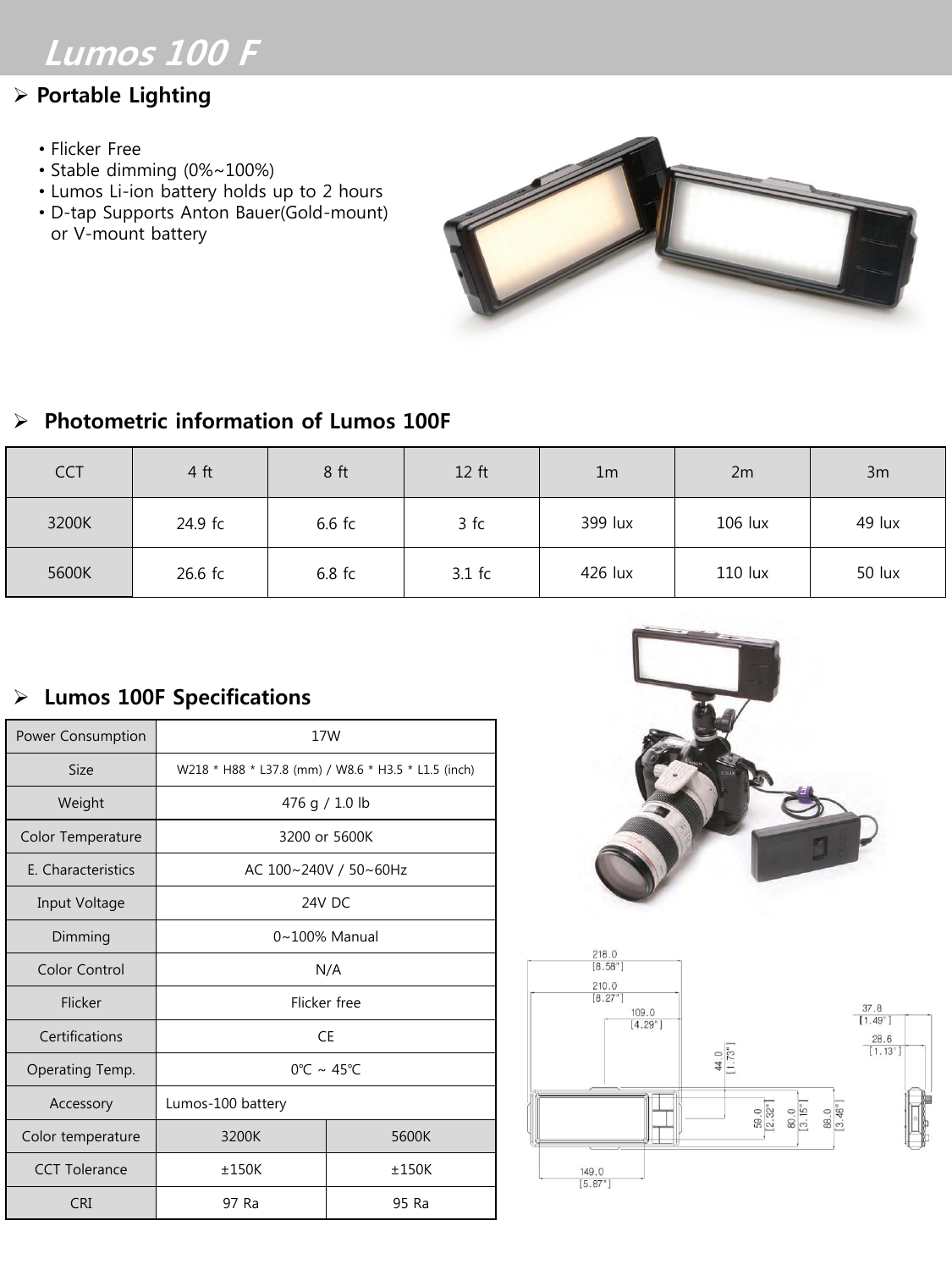# Lumos 100 F

## Portable Lighting

- Flicker Free
- Stable dimming (0%~100%)
- Lumos Li-ion battery holds up to 2 hours
- D-tap Supports Anton Bauer(Gold-mount) or V-mount battery

## Photometric information of Lumos 100F

| CCT | 4 ft | 8 ft | 12 ft | 1m | 2m | 3m |
|---|---|---|---|---|---|---|
| 3200K | 24.9 fc | 6.6 fc | 3 fc | 399 lux | 106 lux | 49 lux |
| 5600K | 26.6 fc | 6.8 fc | 3.1 fc | 426 lux | 110 lux | 50 lux |

## Lumos 100F Specifications

| | | |
|---|---|---|
| Power Consumption | 17W | |
| Size | W218 * H88 * L37.8 (mm) / W8.6 * H3.5 * L1.5 (inch) | |
| Weight | 476 g / 1.0 lb | |
| Color Temperature | 3200 or 5600K | |
| E. Characteristics | AC 100~240V / 50~60Hz | |
| Input Voltage | 24V DC | |
| Dimming | 0~100% Manual | |
| Color Control | N/A | |
| Flicker | Flicker free | |
| Certifications | CE | |
| Operating Temp. | 0℃ ~ 45℃ | |
| Accessory | Lumos-100 battery | |
| Color temperature | 3200K | 5600K |
| CCT Tolerance | ±150K | ±150K |
| CRI | 97 Ra | 95 Ra |

218.0
[8.58"]
210.0
[8.27"]
109.0
[4.29"]
44.0
[1.73"]
59.0
[2.32"]
80.0
[3.15"]
88.0
[3.46"]
149.0
[5.87"]
37.8
[1.49"]
28.6
[1.13"]